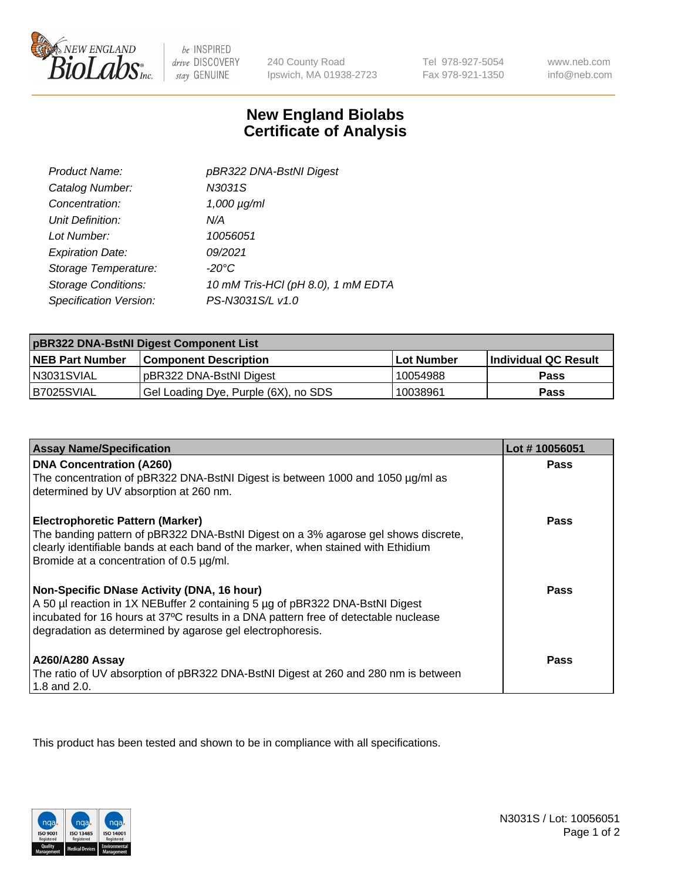New England BioLabs Inc. — be INSPIRED drive DISCOVERY stay GENUINE

240 County Road
Ipswich, MA 01938-2723

Tel 978-927-5054
Fax 978-921-1350

www.neb.com
info@neb.com

# New England Biolabs Certificate of Analysis

| | |
|---|---|
| *Product Name:* | *pBR322 DNA-BstNI Digest* |
| *Catalog Number:* | *N3031S* |
| *Concentration:* | *1,000 µg/ml* |
| *Unit Definition:* | *N/A* |
| *Lot Number:* | *10056051* |
| *Expiration Date:* | *09/2021* |
| *Storage Temperature:* | *-20°C* |
| *Storage Conditions:* | *10 mM Tris-HCl (pH 8.0), 1 mM EDTA* |
| *Specification Version:* | *PS-N3031S/L v1.0* |

| **pBR322 DNA-BstNI Digest Component List** | | | |
|---|---|---|---|
| **NEB Part Number** | **Component Description** | **Lot Number** | **Individual QC Result** |
| N3031SVIAL | pBR322 DNA-BstNI Digest | 10054988 | **Pass** |
| B7025SVIAL | Gel Loading Dye, Purple (6X), no SDS | 10038961 | **Pass** |

| **Assay Name/Specification** | **Lot # 10056051** |
|---|---|
| **DNA Concentration (A260)**<br>The concentration of pBR322 DNA-BstNI Digest is between 1000 and 1050 µg/ml as determined by UV absorption at 260 nm. | **Pass** |
| **Electrophoretic Pattern (Marker)**<br>The banding pattern of pBR322 DNA-BstNI Digest on a 3% agarose gel shows discrete, clearly identifiable bands at each band of the marker, when stained with Ethidium Bromide at a concentration of 0.5 µg/ml. | **Pass** |
| **Non-Specific DNase Activity (DNA, 16 hour)**<br>A 50 µl reaction in 1X NEBuffer 2 containing 5 µg of pBR322 DNA-BstNI Digest incubated for 16 hours at 37ºC results in a DNA pattern free of detectable nuclease degradation as determined by agarose gel electrophoresis. | **Pass** |
| **A260/A280 Assay**<br>The ratio of UV absorption of pBR322 DNA-BstNI Digest at 260 and 280 nm is between 1.8 and 2.0. | **Pass** |

This product has been tested and shown to be in compliance with all specifications.

ISO 9001 Registered Quality Management | ISO 13485 Registered Medical Devices | ISO 14001 Registered Environmental Management

N3031S / Lot: 10056051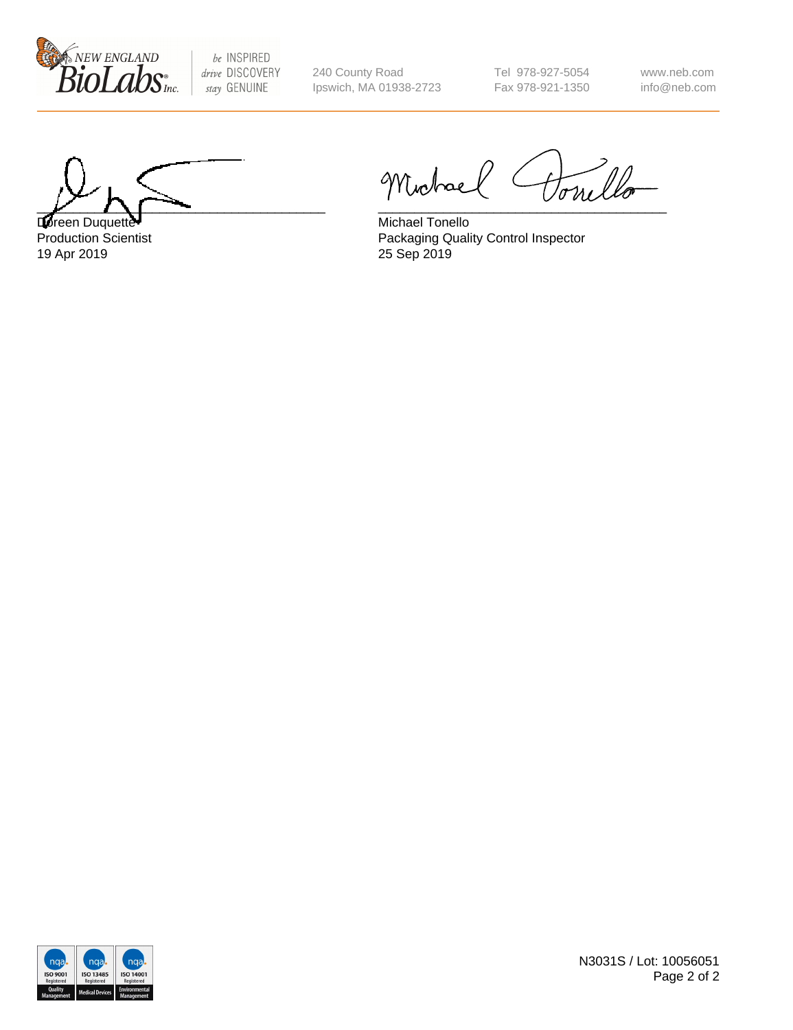Doreen Duquette
Production Scientist
19 Apr 2019

Michael Tonello
Packaging Quality Control Inspector
25 Sep 2019

N3031S / Lot: 10056051